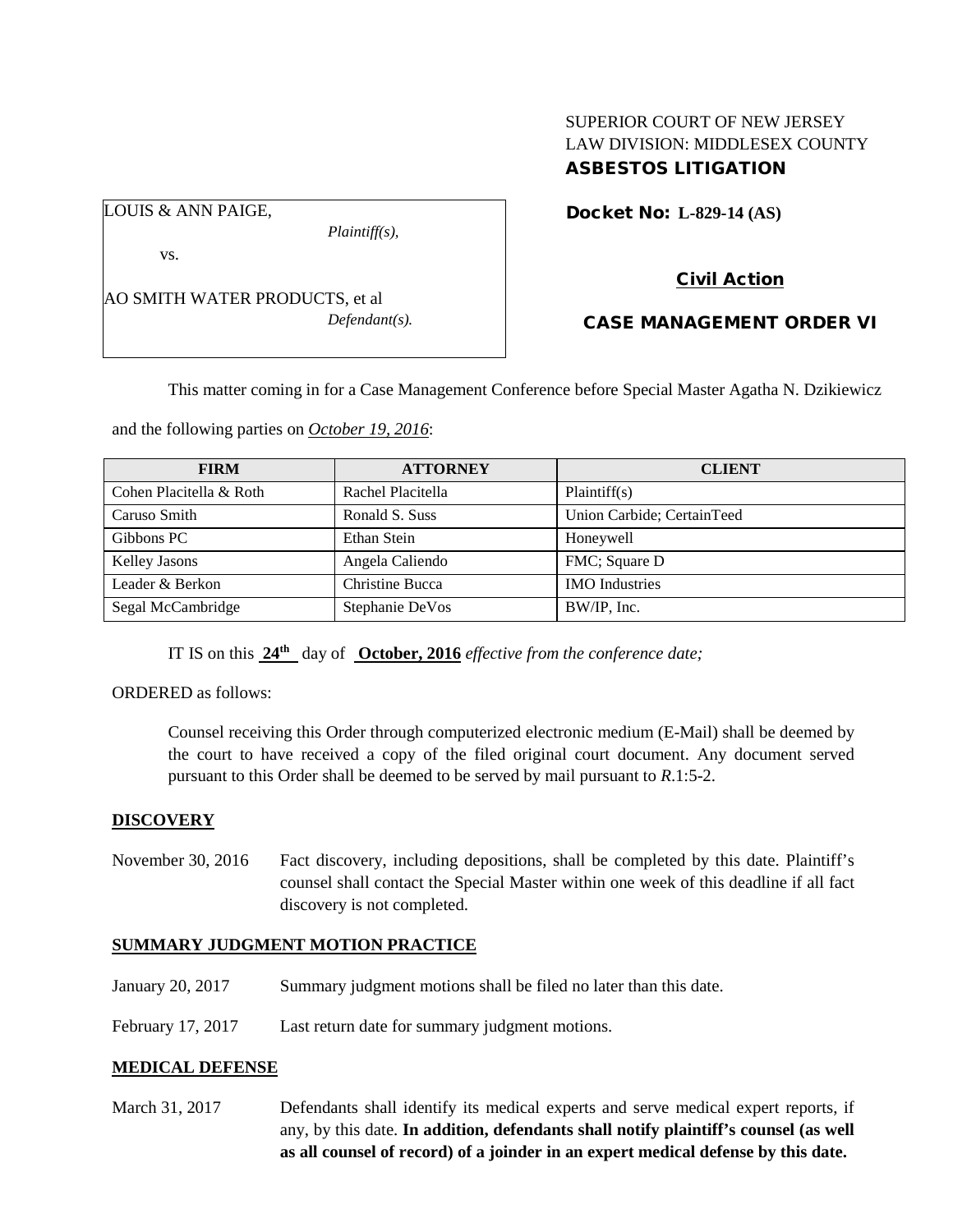SUPERIOR COURT OF NEW JERSEY
LAW DIVISION: MIDDLESEX COUNTY
**ASBESTOS LITIGATION**

LOUIS & ANN PAIGE,
*Plaintiff(s),*

vs.

AO SMITH WATER PRODUCTS, et al
*Defendant(s).*

**Docket No: L-829-14 (AS)**

**Civil Action**

**CASE MANAGEMENT ORDER VI**

This matter coming in for a Case Management Conference before Special Master Agatha N. Dzikiewicz and the following parties on *October 19, 2016*:

| FIRM | ATTORNEY | CLIENT |
|---|---|---|
| Cohen Placitella & Roth | Rachel Placitella | Plaintiff(s) |
| Caruso Smith | Ronald S. Suss | Union Carbide; CertainTeed |
| Gibbons PC | Ethan Stein | Honeywell |
| Kelley Jasons | Angela Caliendo | FMC; Square D |
| Leader & Berkon | Christine Bucca | IMO Industries |
| Segal McCambridge | Stephanie DeVos | BW/IP, Inc. |

IT IS on this **24th** day of **October, 2016** *effective from the conference date;*

ORDERED as follows:

Counsel receiving this Order through computerized electronic medium (E-Mail) shall be deemed by the court to have received a copy of the filed original court document. Any document served pursuant to this Order shall be deemed to be served by mail pursuant to *R*.1:5-2.

**DISCOVERY**

November 30, 2016 Fact discovery, including depositions, shall be completed by this date. Plaintiff's counsel shall contact the Special Master within one week of this deadline if all fact discovery is not completed.

**SUMMARY JUDGMENT MOTION PRACTICE**

January 20, 2017 Summary judgment motions shall be filed no later than this date.

February 17, 2017 Last return date for summary judgment motions.

**MEDICAL DEFENSE**

March 31, 2017 Defendants shall identify its medical experts and serve medical expert reports, if any, by this date. **In addition, defendants shall notify plaintiff's counsel (as well as all counsel of record) of a joinder in an expert medical defense by this date.**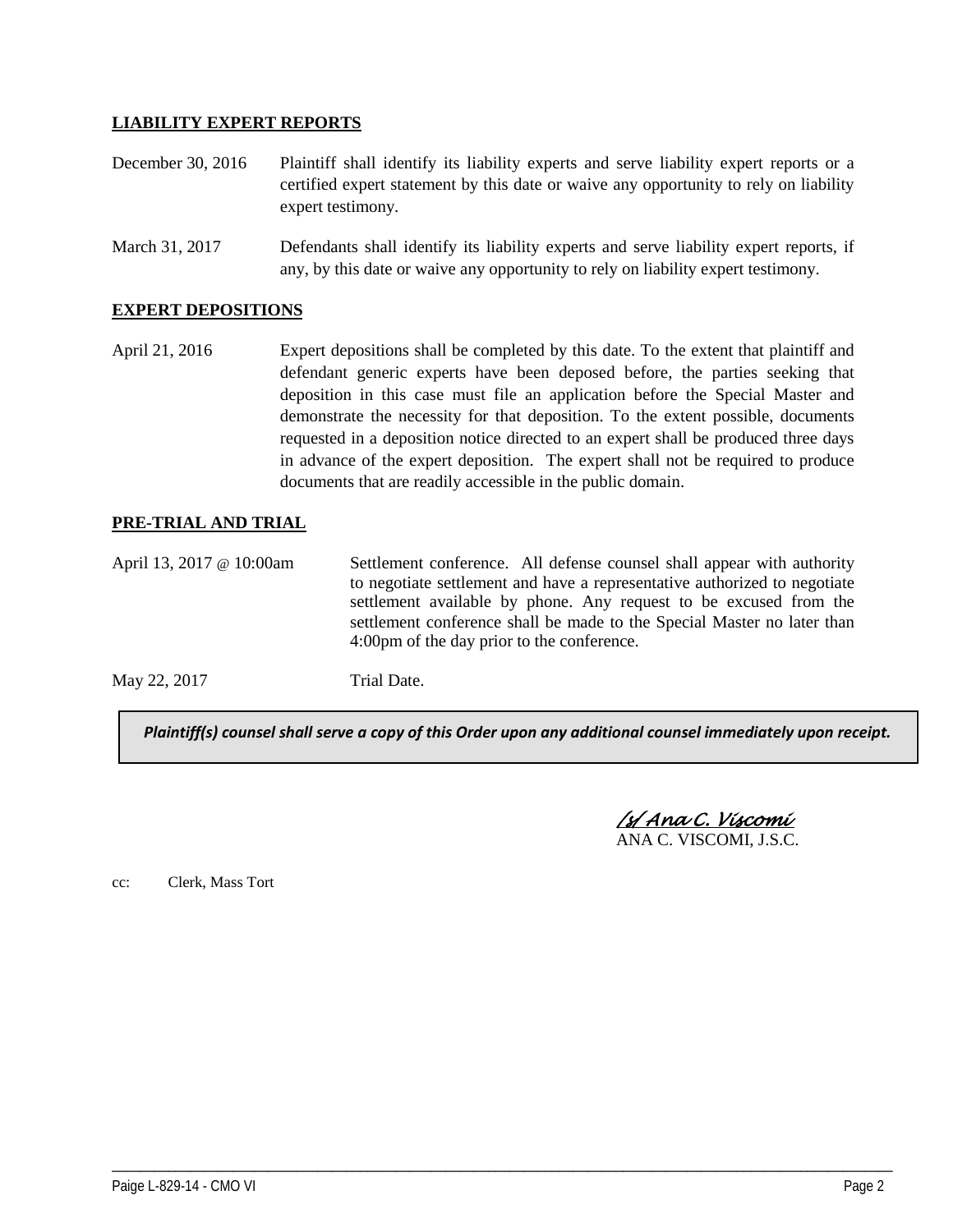**LIABILITY EXPERT REPORTS**

December 30, 2016 — Plaintiff shall identify its liability experts and serve liability expert reports or a certified expert statement by this date or waive any opportunity to rely on liability expert testimony.

March 31, 2017 — Defendants shall identify its liability experts and serve liability expert reports, if any, by this date or waive any opportunity to rely on liability expert testimony.

**EXPERT DEPOSITIONS**

April 21, 2016 — Expert depositions shall be completed by this date. To the extent that plaintiff and defendant generic experts have been deposed before, the parties seeking that deposition in this case must file an application before the Special Master and demonstrate the necessity for that deposition. To the extent possible, documents requested in a deposition notice directed to an expert shall be produced three days in advance of the expert deposition. The expert shall not be required to produce documents that are readily accessible in the public domain.

**PRE-TRIAL AND TRIAL**

April 13, 2017 @ 10:00am — Settlement conference. All defense counsel shall appear with authority to negotiate settlement and have a representative authorized to negotiate settlement available by phone. Any request to be excused from the settlement conference shall be made to the Special Master no later than 4:00pm of the day prior to the conference.

May 22, 2017 — Trial Date.

***Plaintiff(s) counsel shall serve a copy of this Order upon any additional counsel immediately upon receipt.***

*/s/ Ana C. Viscomi*
ANA C. VISCOMI, J.S.C.

cc: Clerk, Mass Tort